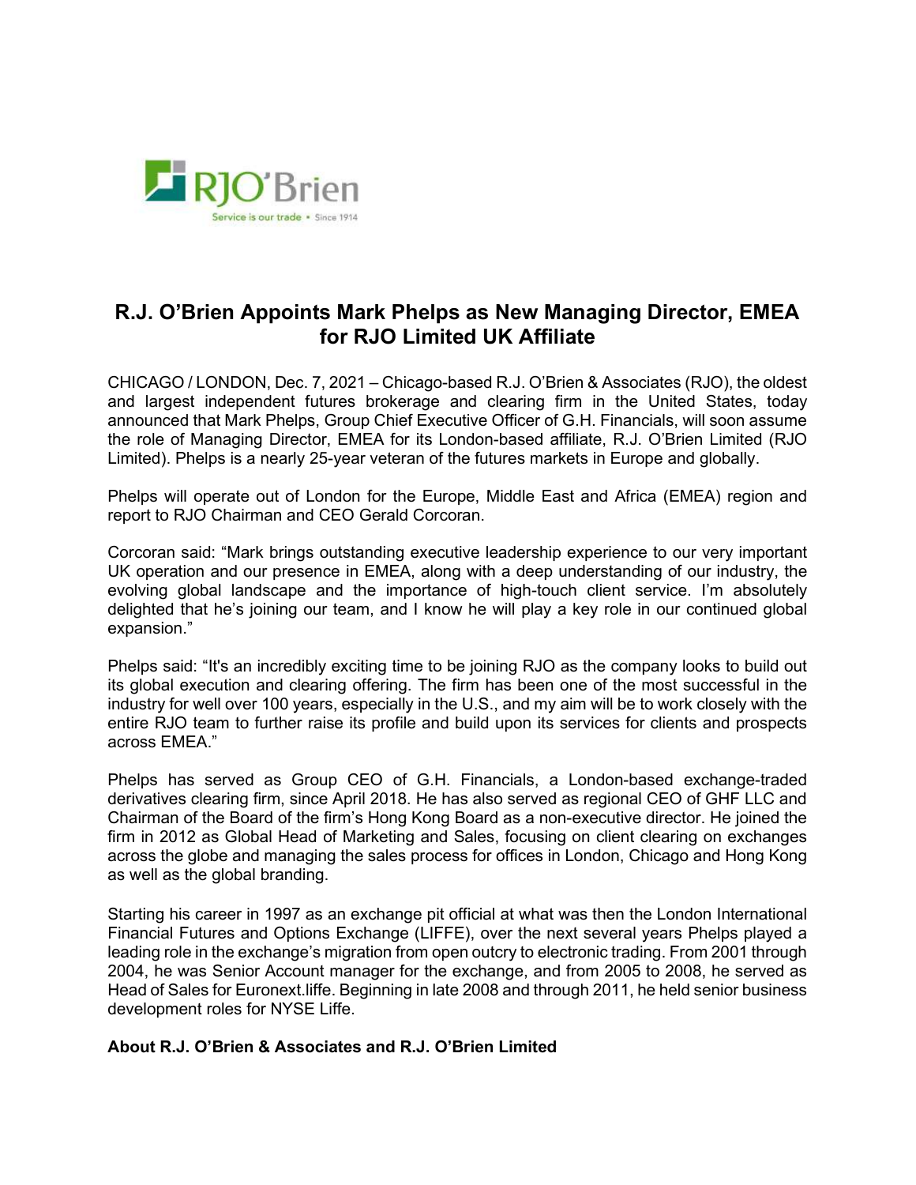# R.J. O'Brien Appoints Mark Phelps as New Managing Director, EMEA for RJO Limited UK Affiliate

CHICAGO / LONDON, Dec. 7, 2021 – Chicago-based R.J. O'Brien & Associates (RJO), the oldest and largest independent futures brokerage and clearing firm in the United States, today announced that Mark Phelps, Group Chief Executive Officer of G.H. Financials, will soon assume the role of Managing Director, EMEA for its London-based affiliate, R.J. O'Brien Limited (RJO Limited). Phelps is a nearly 25-year veteran of the futures markets in Europe and globally.

Phelps will operate out of London for the Europe, Middle East and Africa (EMEA) region and report to RJO Chairman and CEO Gerald Corcoran.

Corcoran said: "Mark brings outstanding executive leadership experience to our very important UK operation and our presence in EMEA, along with a deep understanding of our industry, the evolving global landscape and the importance of high-touch client service. I'm absolutely delighted that he's joining our team, and I know he will play a key role in our continued global expansion."

Phelps said: "It's an incredibly exciting time to be joining RJO as the company looks to build out its global execution and clearing offering. The firm has been one of the most successful in the industry for well over 100 years, especially in the U.S., and my aim will be to work closely with the entire RJO team to further raise its profile and build upon its services for clients and prospects across EMEA."

Phelps has served as Group CEO of G.H. Financials, a London-based exchange-traded derivatives clearing firm, since April 2018. He has also served as regional CEO of GHF LLC and Chairman of the Board of the firm's Hong Kong Board as a non-executive director. He joined the firm in 2012 as Global Head of Marketing and Sales, focusing on client clearing on exchanges across the globe and managing the sales process for offices in London, Chicago and Hong Kong as well as the global branding.

Starting his career in 1997 as an exchange pit official at what was then the London International Financial Futures and Options Exchange (LIFFE), over the next several years Phelps played a leading role in the exchange's migration from open outcry to electronic trading. From 2001 through 2004, he was Senior Account manager for the exchange, and from 2005 to 2008, he served as Head of Sales for Euronext.liffe. Beginning in late 2008 and through 2011, he held senior business development roles for NYSE Liffe.

**About R.J. O'Brien & Associates and R.J. O'Brien Limited**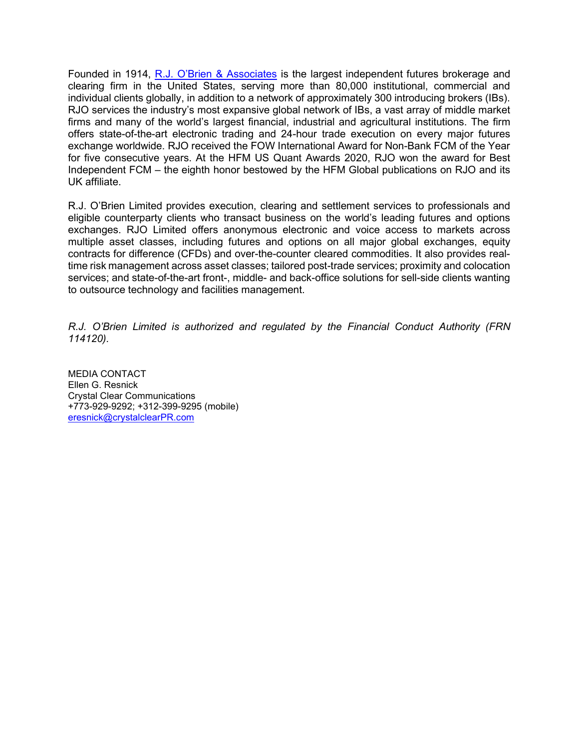Founded in 1914, R.J. O'Brien & Associates is the largest independent futures brokerage and clearing firm in the United States, serving more than 80,000 institutional, commercial and individual clients globally, in addition to a network of approximately 300 introducing brokers (IBs). RJO services the industry's most expansive global network of IBs, a vast array of middle market firms and many of the world's largest financial, industrial and agricultural institutions. The firm offers state-of-the-art electronic trading and 24-hour trade execution on every major futures exchange worldwide. RJO received the FOW International Award for Non-Bank FCM of the Year for five consecutive years. At the HFM US Quant Awards 2020, RJO won the award for Best Independent FCM – the eighth honor bestowed by the HFM Global publications on RJO and its UK affiliate.

R.J. O'Brien Limited provides execution, clearing and settlement services to professionals and eligible counterparty clients who transact business on the world's leading futures and options exchanges. RJO Limited offers anonymous electronic and voice access to markets across multiple asset classes, including futures and options on all major global exchanges, equity contracts for difference (CFDs) and over-the-counter cleared commodities. It also provides real-time risk management across asset classes; tailored post-trade services; proximity and colocation services; and state-of-the-art front-, middle- and back-office solutions for sell-side clients wanting to outsource technology and facilities management.

*R.J. O'Brien Limited is authorized and regulated by the Financial Conduct Authority (FRN 114120).*

MEDIA CONTACT
Ellen G. Resnick
Crystal Clear Communications
+773-929-9292; +312-399-9295 (mobile)
eresnick@crystalclearPR.com